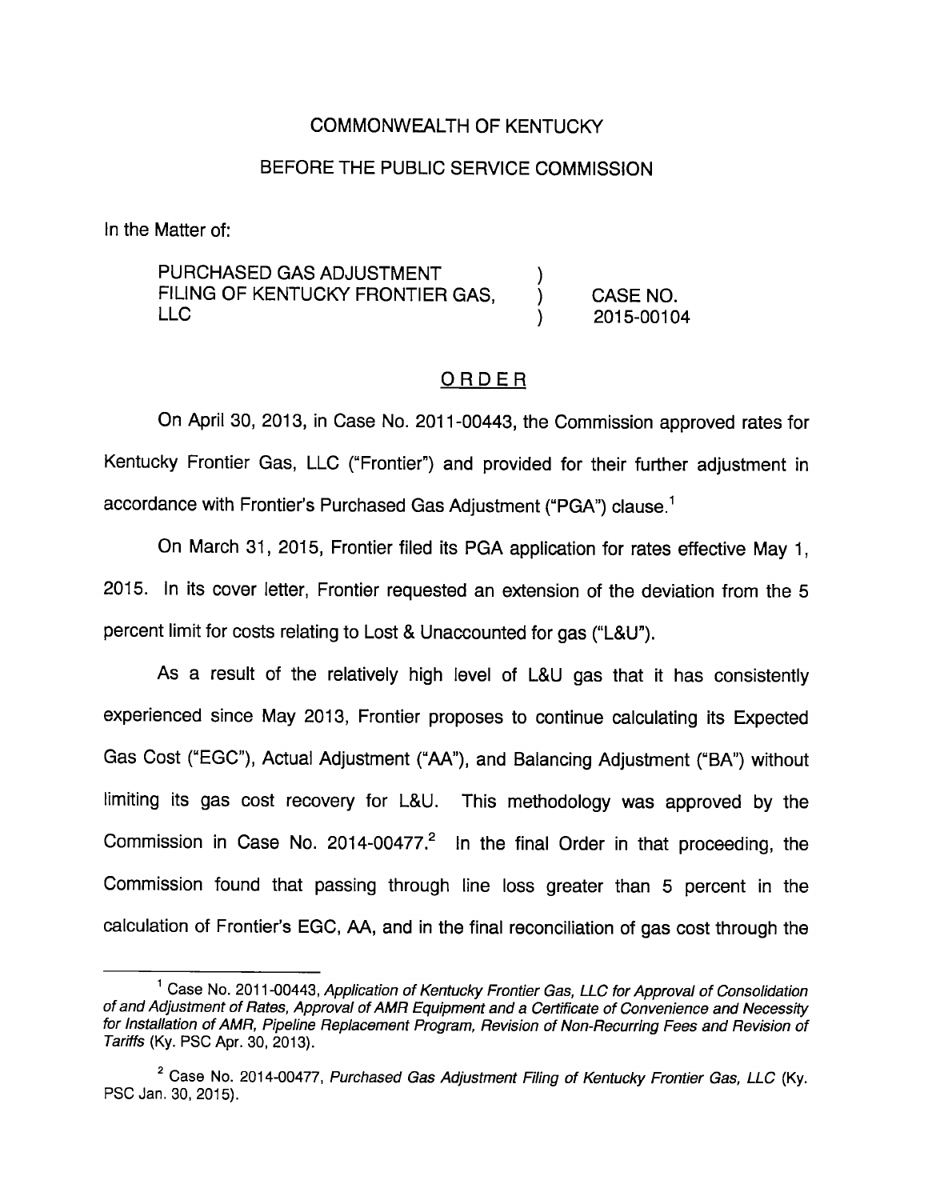COMMONWEALTH OF KENTUCKY

BEFORE THE PUBLIC SERVICE COMMISSION

In the Matter of:

| | | |
|---|---|---|
| PURCHASED GAS ADJUSTMENT FILING OF KENTUCKY FRONTIER GAS, LLC | ) ) ) | CASE NO. 2015-00104 |

## ORDER

On April 30, 2013, in Case No. 2011-00443, the Commission approved rates for Kentucky Frontier Gas, LLC ("Frontier") and provided for their further adjustment in accordance with Frontier's Purchased Gas Adjustment ("PGA") clause.[1]

On March 31, 2015, Frontier filed its PGA application for rates effective May 1, 2015. In its cover letter, Frontier requested an extension of the deviation from the 5 percent limit for costs relating to Lost & Unaccounted for gas ("L&U").

As a result of the relatively high level of L&U gas that it has consistently experienced since May 2013, Frontier proposes to continue calculating its Expected Gas Cost ("EGC"), Actual Adjustment ("AA"), and Balancing Adjustment ("BA") without limiting its gas cost recovery for L&U. This methodology was approved by the Commission in Case No. 2014-00477.[2] In the final Order in that proceeding, the Commission found that passing through line loss greater than 5 percent in the calculation of Frontier's EGC, AA, and in the final reconciliation of gas cost through the

---

[1] Case No. 2011-00443, *Application of Kentucky Frontier Gas, LLC for Approval of Consolidation of and Adjustment of Rates, Approval of AMR Equipment and a Certificate of Convenience and Necessity for Installation of AMR, Pipeline Replacement Program, Revision of Non-Recurring Fees and Revision of Tariffs* (Ky. PSC Apr. 30, 2013).

[2] Case No. 2014-00477, *Purchased Gas Adjustment Filing of Kentucky Frontier Gas, LLC* (Ky. PSC Jan. 30, 2015).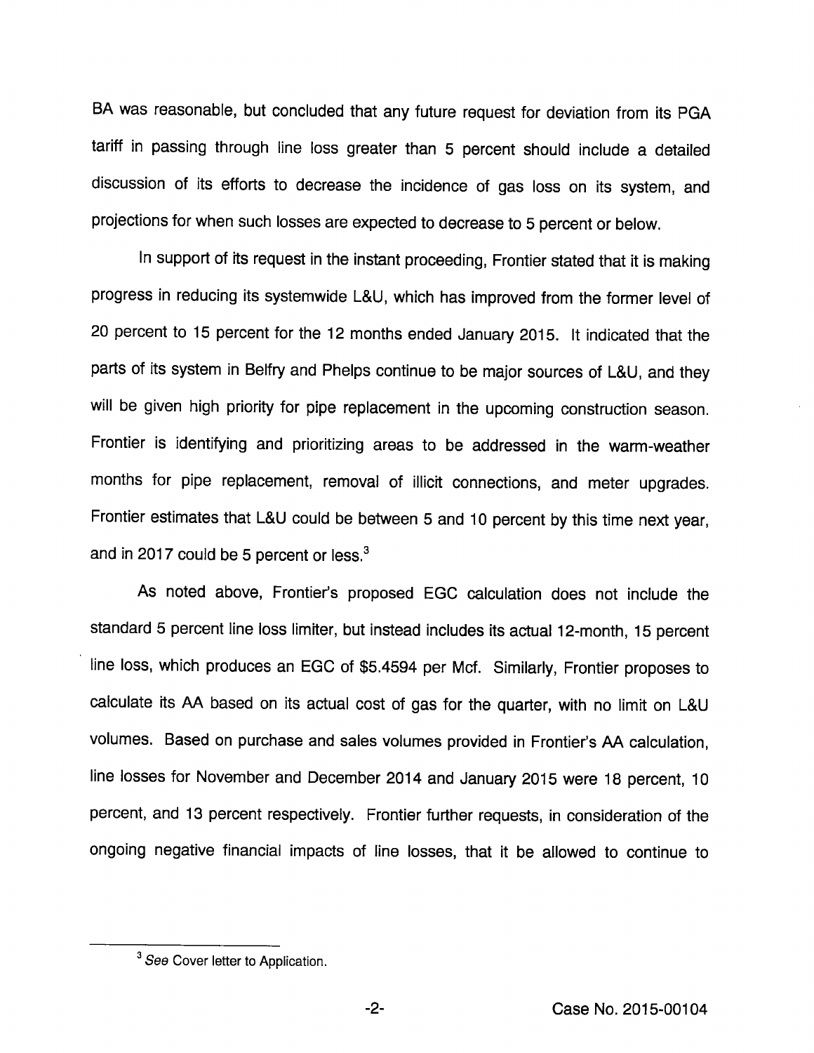BA was reasonable, but concluded that any future request for deviation from its PGA tariff in passing through line loss greater than 5 percent should include a detailed discussion of its efforts to decrease the incidence of gas loss on its system, and projections for when such losses are expected to decrease to 5 percent or below.

In support of its request in the instant proceeding, Frontier stated that it is making progress in reducing its systemwide L&U, which has improved from the former level of 20 percent to 15 percent for the 12 months ended January 2015. It indicated that the parts of its system in Belfry and Phelps continue to be major sources of L&U, and they will be given high priority for pipe replacement in the upcoming construction season. Frontier is identifying and prioritizing areas to be addressed in the warm-weather months for pipe replacement, removal of illicit connections, and meter upgrades. Frontier estimates that L&U could be between 5 and 10 percent by this time next year, and in 2017 could be 5 percent or less.[3]

As noted above, Frontier's proposed EGC calculation does not include the standard 5 percent line loss limiter, but instead includes its actual 12-month, 15 percent line loss, which produces an EGC of $5.4594 per Mcf. Similarly, Frontier proposes to calculate its AA based on its actual cost of gas for the quarter, with no limit on L&U volumes. Based on purchase and sales volumes provided in Frontier's AA calculation, line losses for November and December 2014 and January 2015 were 18 percent, 10 percent, and 13 percent respectively. Frontier further requests, in consideration of the ongoing negative financial impacts of line losses, that it be allowed to continue to

---

[3] *See* Cover letter to Application.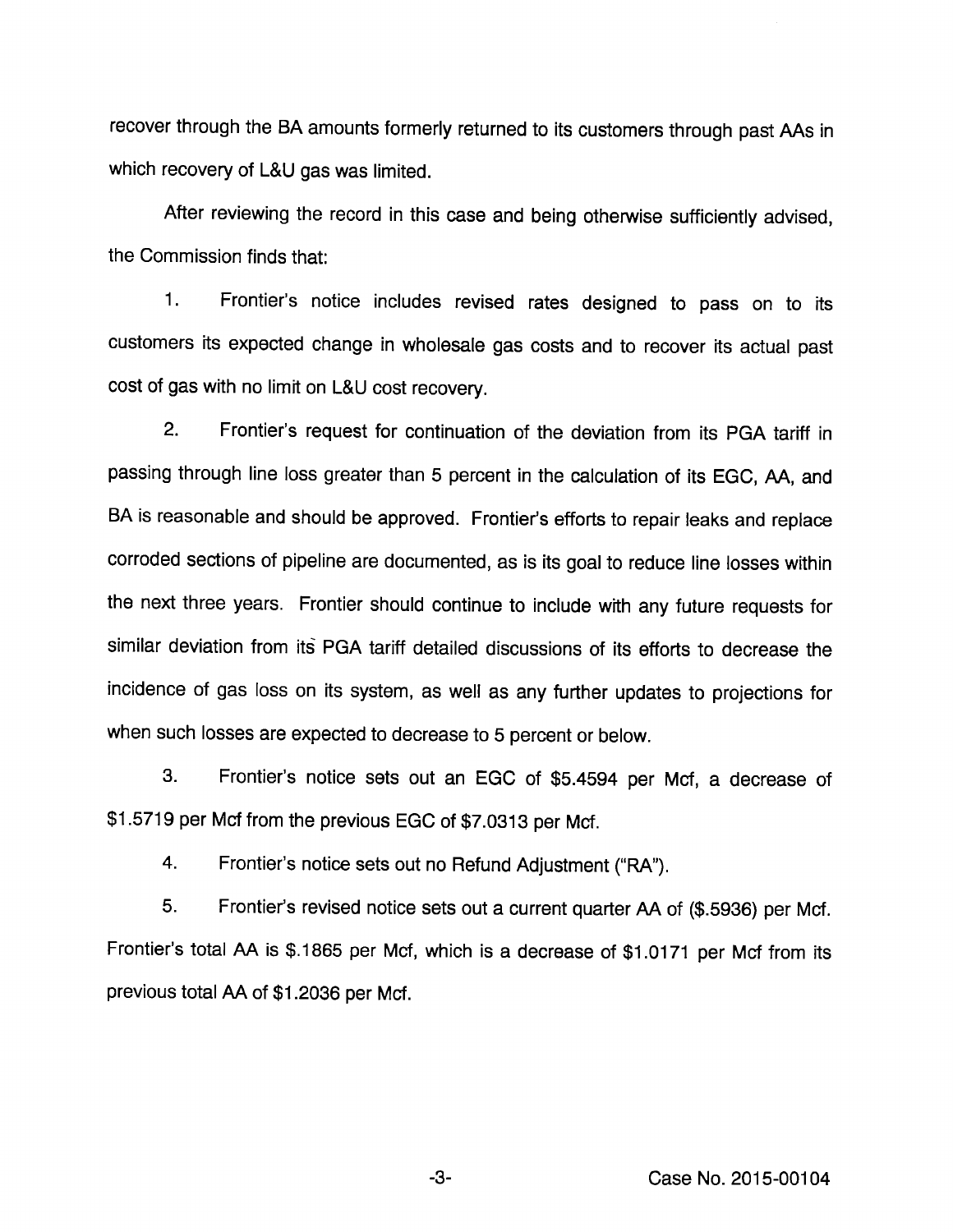recover through the BA amounts formerly returned to its customers through past AAs in which recovery of L&U gas was limited.

After reviewing the record in this case and being otherwise sufficiently advised, the Commission finds that:

1. Frontier's notice includes revised rates designed to pass on to its customers its expected change in wholesale gas costs and to recover its actual past cost of gas with no limit on L&U cost recovery.

2. Frontier's request for continuation of the deviation from its PGA tariff in passing through line loss greater than 5 percent in the calculation of its EGC, AA, and BA is reasonable and should be approved. Frontier's efforts to repair leaks and replace corroded sections of pipeline are documented, as is its goal to reduce line losses within the next three years. Frontier should continue to include with any future requests for similar deviation from its PGA tariff detailed discussions of its efforts to decrease the incidence of gas loss on its system, as well as any further updates to projections for when such losses are expected to decrease to 5 percent or below.

3. Frontier's notice sets out an EGC of $5.4594 per Mcf, a decrease of $1.5719 per Mcf from the previous EGC of $7.0313 per Mcf.

4. Frontier's notice sets out no Refund Adjustment ("RA").

5. Frontier's revised notice sets out a current quarter AA of ($.5936) per Mcf. Frontier's total AA is $.1865 per Mcf, which is a decrease of $1.0171 per Mcf from its previous total AA of $1.2036 per Mcf.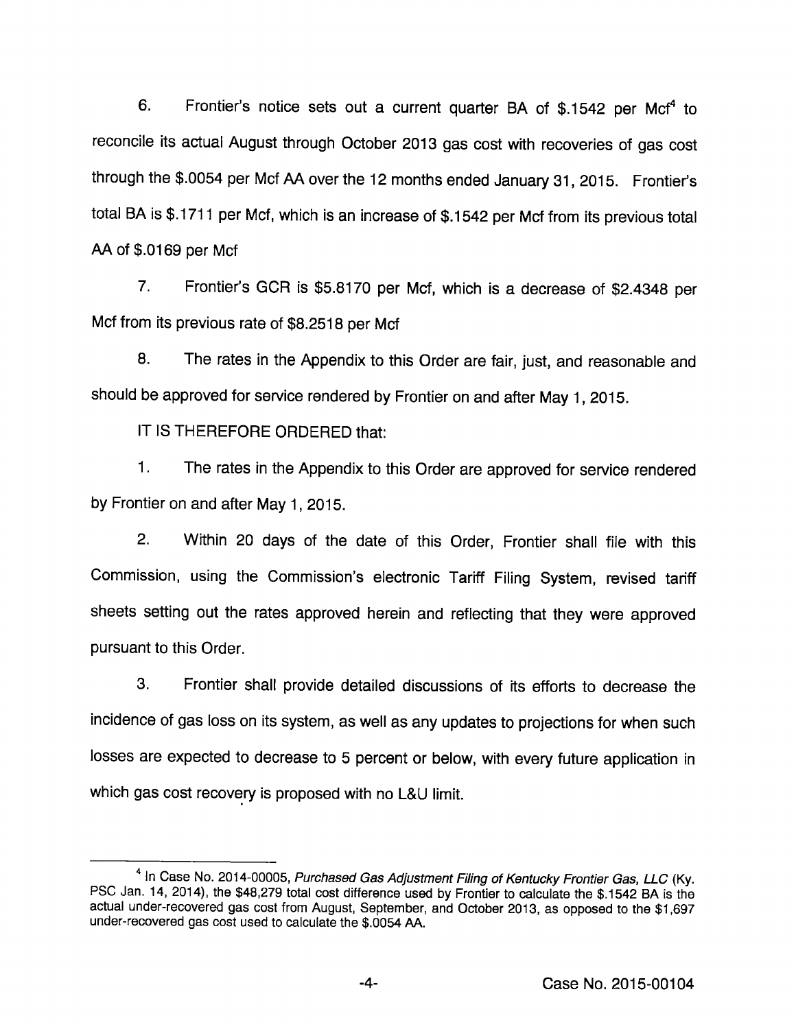6. Frontier's notice sets out a current quarter BA of $.1542 per Mcf[4] to reconcile its actual August through October 2013 gas cost with recoveries of gas cost through the $.0054 per Mcf AA over the 12 months ended January 31, 2015. Frontier's total BA is $.1711 per Mcf, which is an increase of $.1542 per Mcf from its previous total AA of $.0169 per Mcf

7. Frontier's GCR is $5.8170 per Mcf, which is a decrease of $2.4348 per Mcf from its previous rate of $8.2518 per Mcf

8. The rates in the Appendix to this Order are fair, just, and reasonable and should be approved for service rendered by Frontier on and after May 1, 2015.

IT IS THEREFORE ORDERED that:

1. The rates in the Appendix to this Order are approved for service rendered by Frontier on and after May 1, 2015.

2. Within 20 days of the date of this Order, Frontier shall file with this Commission, using the Commission's electronic Tariff Filing System, revised tariff sheets setting out the rates approved herein and reflecting that they were approved pursuant to this Order.

3. Frontier shall provide detailed discussions of its efforts to decrease the incidence of gas loss on its system, as well as any updates to projections for when such losses are expected to decrease to 5 percent or below, with every future application in which gas cost recovery is proposed with no L&U limit.

---

[4] In Case No. 2014-00005, *Purchased Gas Adjustment Filing of Kentucky Frontier Gas, LLC* (Ky. PSC Jan. 14, 2014), the $48,279 total cost difference used by Frontier to calculate the $.1542 BA is the actual under-recovered gas cost from August, September, and October 2013, as opposed to the $1,697 under-recovered gas cost used to calculate the $.0054 AA.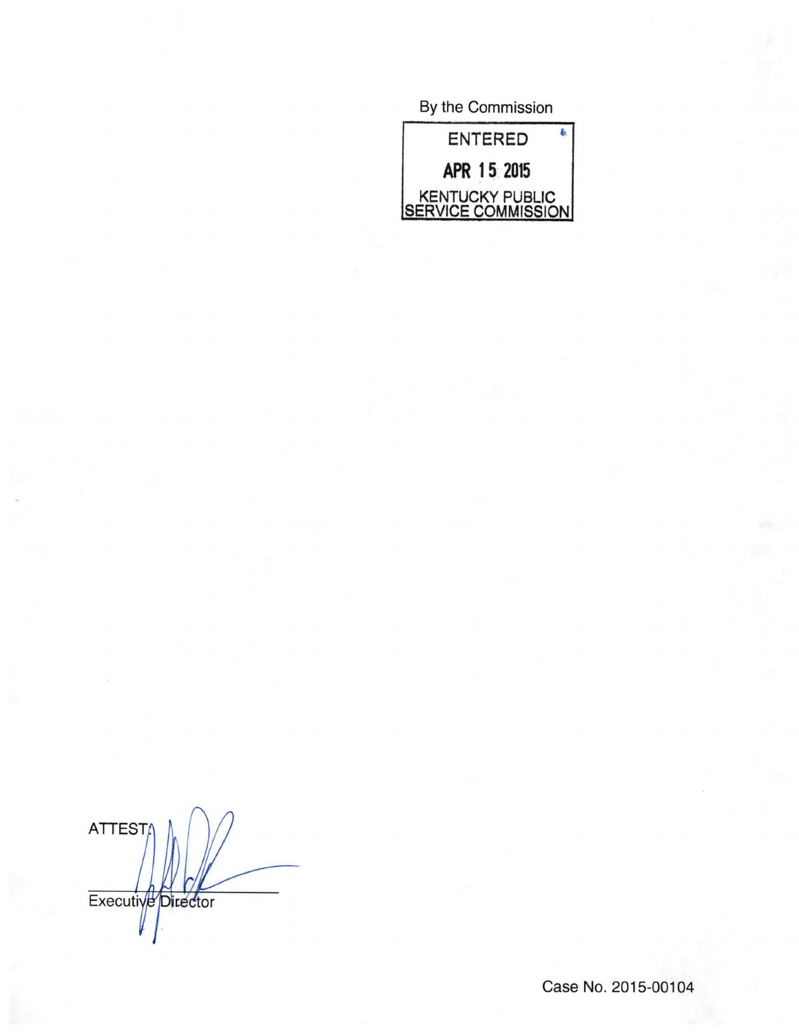By the Commission

ENTERED

APR 15 2015

KENTUCKY PUBLIC SERVICE COMMISSION

ATTEST:

Executive Director

Case No. 2015-00104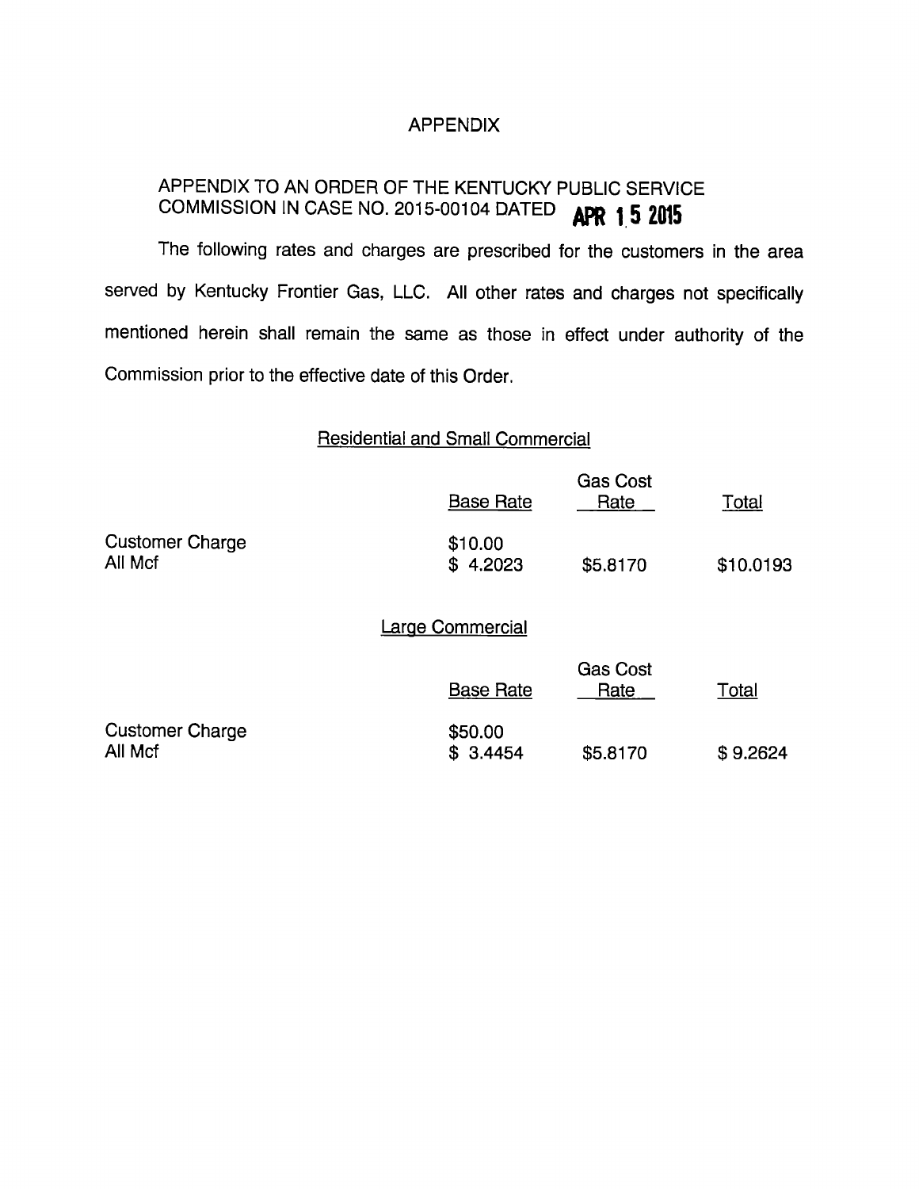# APPENDIX

APPENDIX TO AN ORDER OF THE KENTUCKY PUBLIC SERVICE COMMISSION IN CASE NO. 2015-00104 DATED **APR 15 2015**

The following rates and charges are prescribed for the customers in the area served by Kentucky Frontier Gas, LLC. All other rates and charges not specifically mentioned herein shall remain the same as those in effect under authority of the Commission prior to the effective date of this Order.

## Residential and Small Commercial

| | Base Rate | Gas Cost Rate | Total |
|---|---|---|---|
| Customer Charge | $10.00 | | |
| All Mcf | $ 4.2023 | $5.8170 | $10.0193 |

## Large Commercial

| | Base Rate | Gas Cost Rate | Total |
|---|---|---|---|
| Customer Charge | $50.00 | | |
| All Mcf | $ 3.4454 | $5.8170 | $ 9.2624 |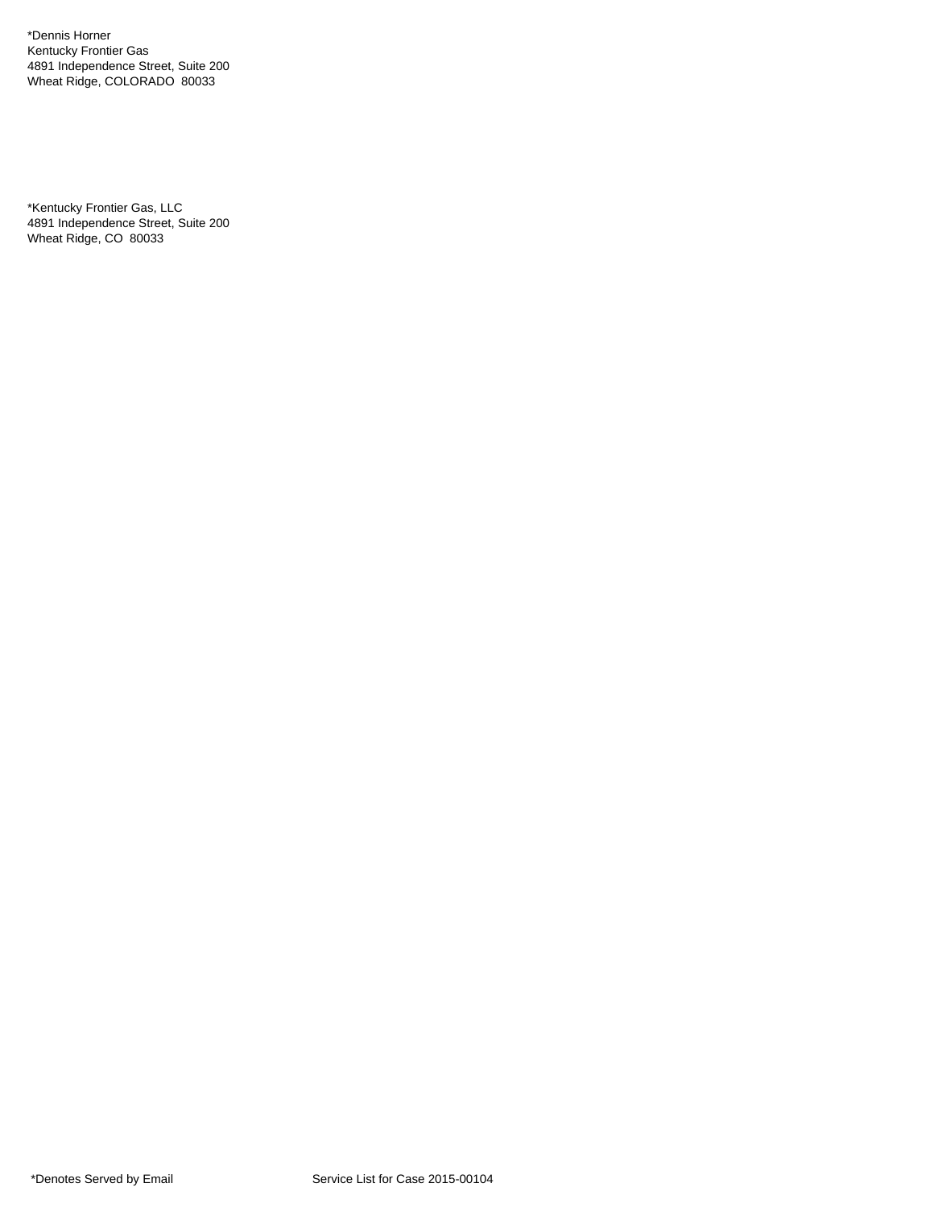*Dennis Horner
Kentucky Frontier Gas
4891 Independence Street, Suite 200
Wheat Ridge, COLORADO  80033

*Kentucky Frontier Gas, LLC
4891 Independence Street, Suite 200
Wheat Ridge, CO  80033